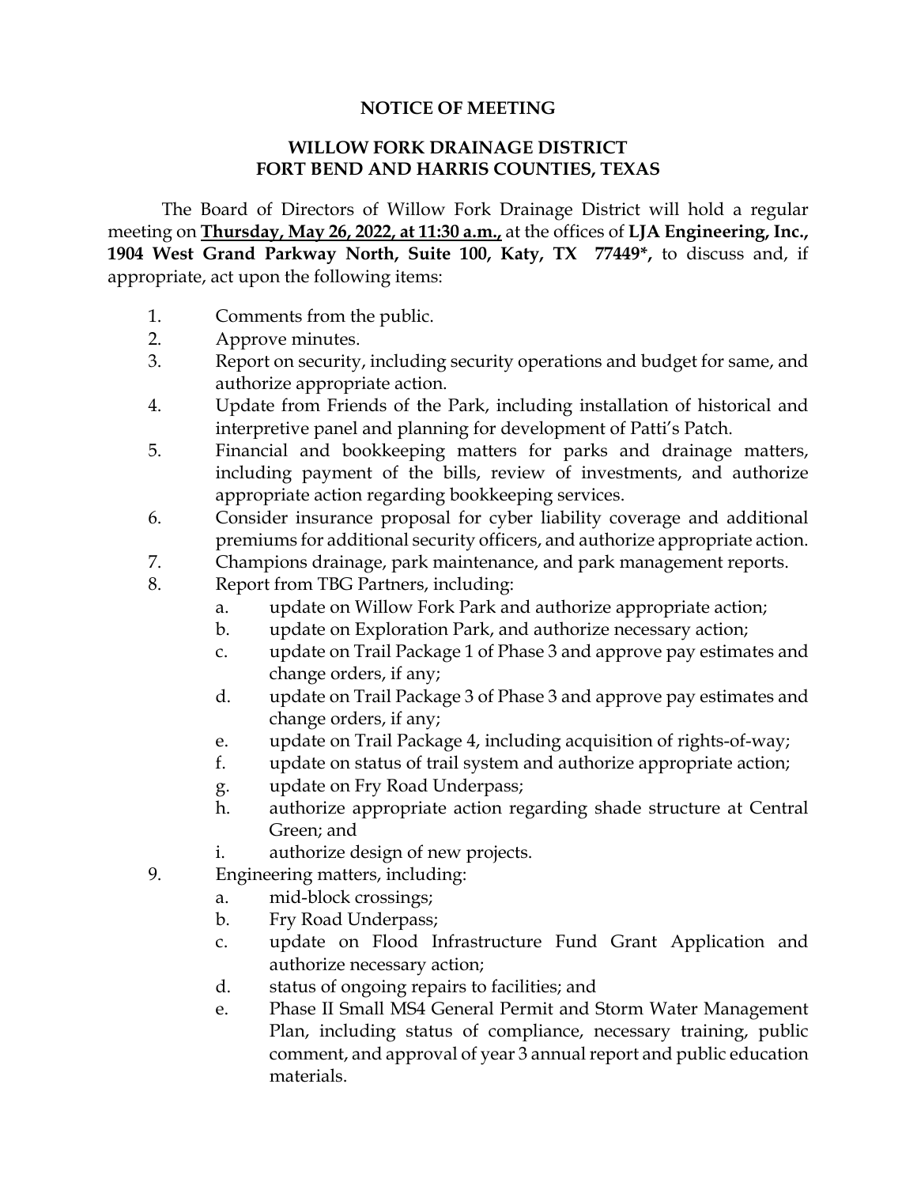**NOTICE OF MEETING**

**WILLOW FORK DRAINAGE DISTRICT**
**FORT BEND AND HARRIS COUNTIES, TEXAS**

The Board of Directors of Willow Fork Drainage District will hold a regular meeting on **<u>Thursday, May 26, 2022, at 11:30 a.m.,</u>** at the offices of **LJA Engineering, Inc., 1904 West Grand Parkway North, Suite 100, Katy, TX 77449*,** to discuss and, if appropriate, act upon the following items:

1. Comments from the public.
2. Approve minutes.
3. Report on security, including security operations and budget for same, and authorize appropriate action.
4. Update from Friends of the Park, including installation of historical and interpretive panel and planning for development of Patti's Patch.
5. Financial and bookkeeping matters for parks and drainage matters, including payment of the bills, review of investments, and authorize appropriate action regarding bookkeeping services.
6. Consider insurance proposal for cyber liability coverage and additional premiums for additional security officers, and authorize appropriate action.
7. Champions drainage, park maintenance, and park management reports.
8. Report from TBG Partners, including:
   a. update on Willow Fork Park and authorize appropriate action;
   b. update on Exploration Park, and authorize necessary action;
   c. update on Trail Package 1 of Phase 3 and approve pay estimates and change orders, if any;
   d. update on Trail Package 3 of Phase 3 and approve pay estimates and change orders, if any;
   e. update on Trail Package 4, including acquisition of rights-of-way;
   f. update on status of trail system and authorize appropriate action;
   g. update on Fry Road Underpass;
   h. authorize appropriate action regarding shade structure at Central Green; and
   i. authorize design of new projects.
9. Engineering matters, including:
   a. mid-block crossings;
   b. Fry Road Underpass;
   c. update on Flood Infrastructure Fund Grant Application and authorize necessary action;
   d. status of ongoing repairs to facilities; and
   e. Phase II Small MS4 General Permit and Storm Water Management Plan, including status of compliance, necessary training, public comment, and approval of year 3 annual report and public education materials.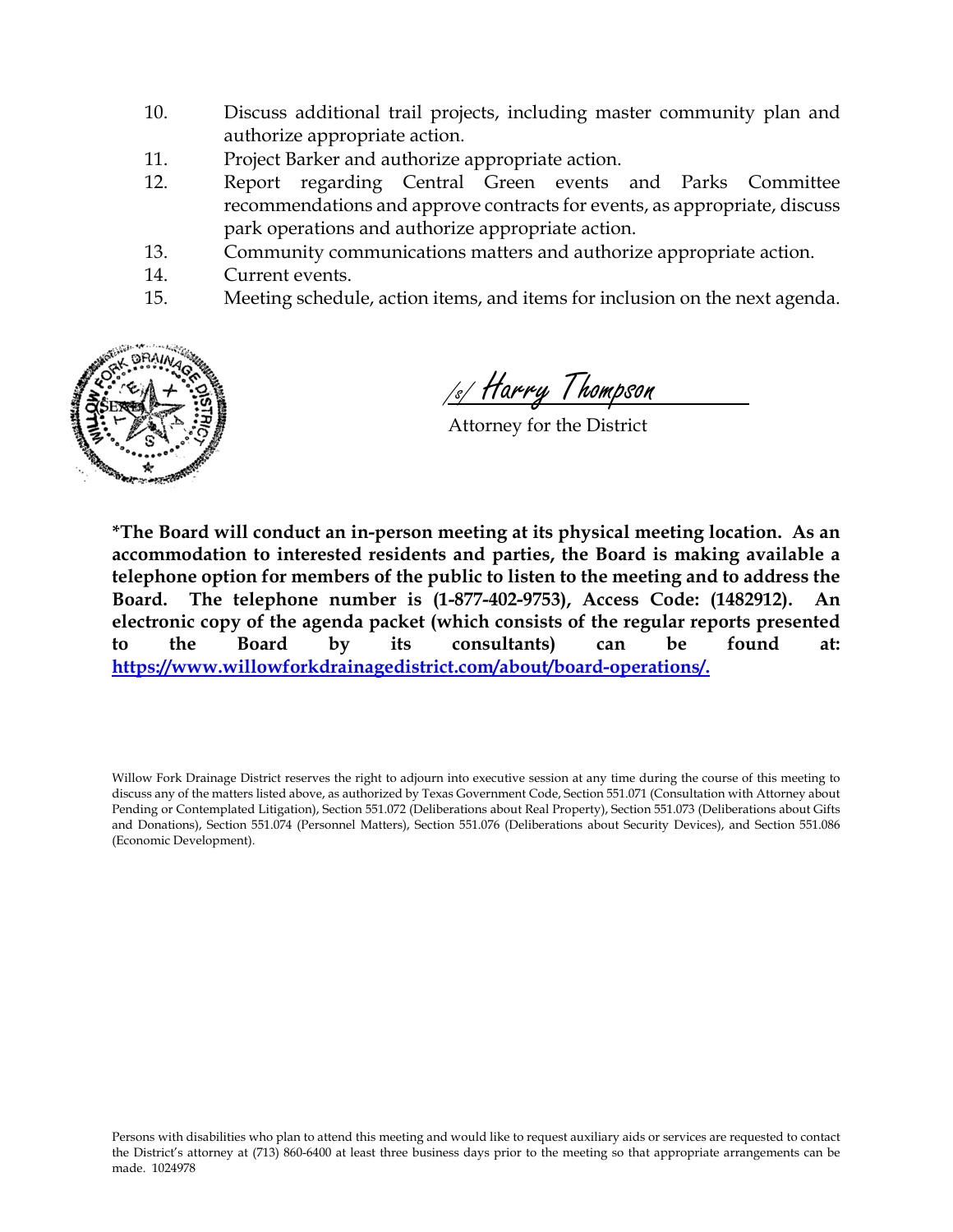10. Discuss additional trail projects, including master community plan and authorize appropriate action.
11. Project Barker and authorize appropriate action.
12. Report regarding Central Green events and Parks Committee recommendations and approve contracts for events, as appropriate, discuss park operations and authorize appropriate action.
13. Community communications matters and authorize appropriate action.
14. Current events.
15. Meeting schedule, action items, and items for inclusion on the next agenda.

/s/ Harry Thompson

Attorney for the District

**\*The Board will conduct an in-person meeting at its physical meeting location. As an accommodation to interested residents and parties, the Board is making available a telephone option for members of the public to listen to the meeting and to address the Board. The telephone number is (1-877-402-9753), Access Code: (1482912). An electronic copy of the agenda packet (which consists of the regular reports presented to the Board by its consultants) can be found at: [https://www.willowforkdrainagedistrict.com/about/board-operations/.](https://www.willowforkdrainagedistrict.com/about/board-operations/)**

Willow Fork Drainage District reserves the right to adjourn into executive session at any time during the course of this meeting to discuss any of the matters listed above, as authorized by Texas Government Code, Section 551.071 (Consultation with Attorney about Pending or Contemplated Litigation), Section 551.072 (Deliberations about Real Property), Section 551.073 (Deliberations about Gifts and Donations), Section 551.074 (Personnel Matters), Section 551.076 (Deliberations about Security Devices), and Section 551.086 (Economic Development).

Persons with disabilities who plan to attend this meeting and would like to request auxiliary aids or services are requested to contact the District's attorney at (713) 860-6400 at least three business days prior to the meeting so that appropriate arrangements can be made. 1024978